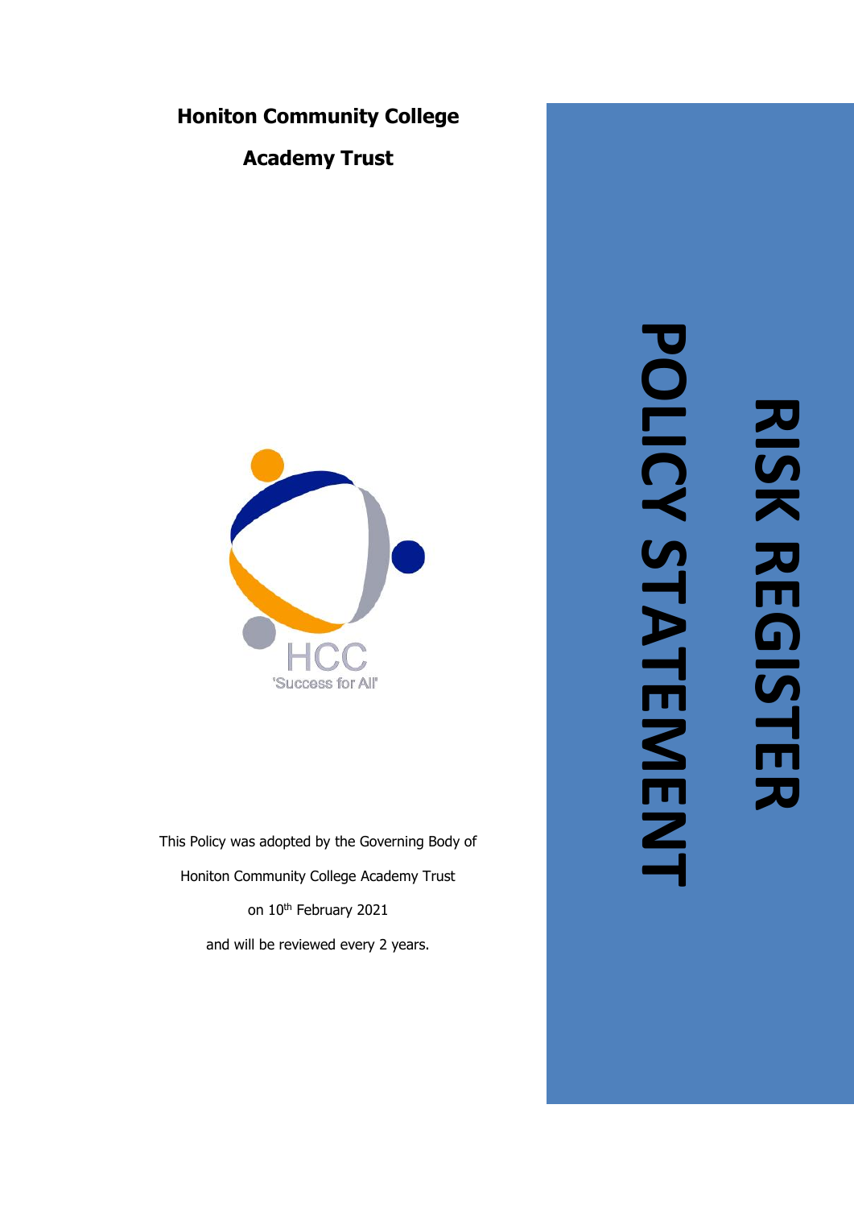**Honiton Community College**

**Academy Trust**

# RISK REGISTER

# POLICY STATEMENT

HCC

'Success for All'

This Policy was adopted by the Governing Body of

Honiton Community College Academy Trust

on 10th February 2021

and will be reviewed every 2 years.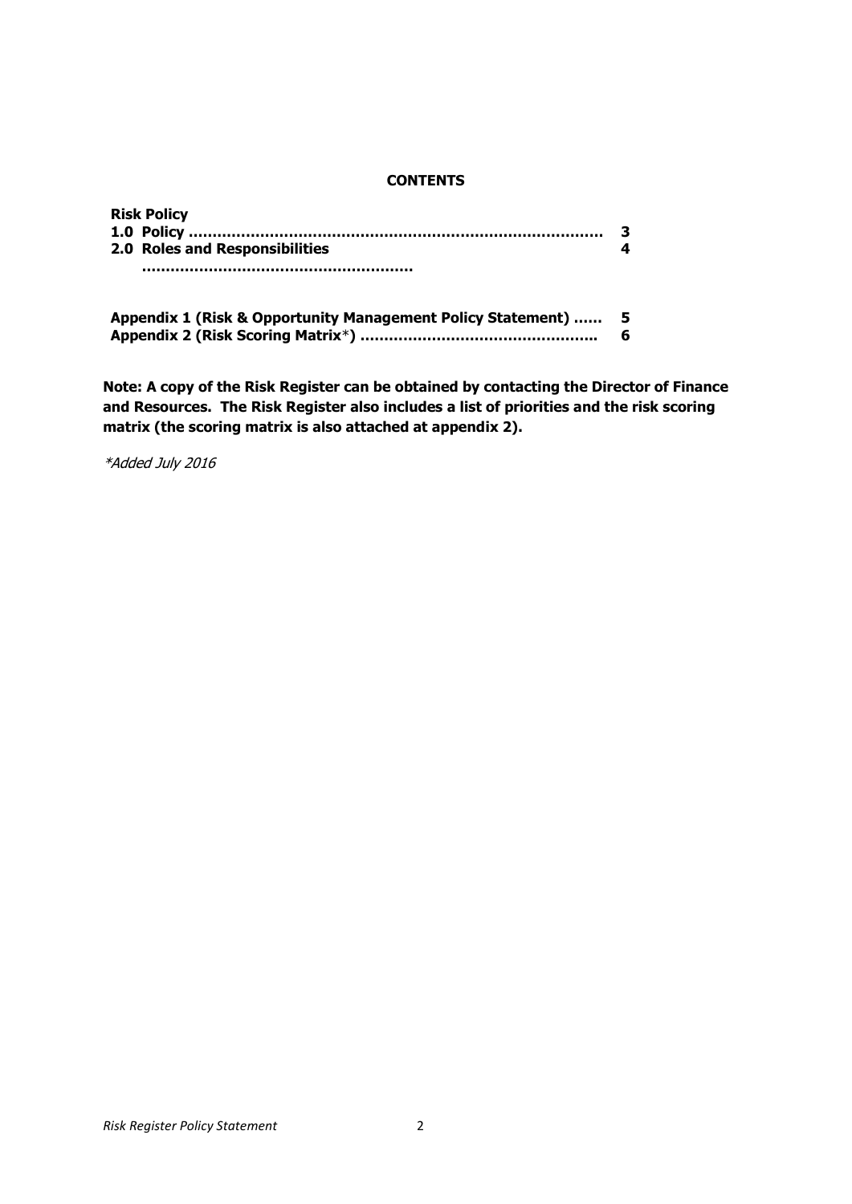**CONTENTS**

| **Risk Policy** | |
|---|---|
| **1.0 Policy ……………………………………………………………………………** | **3** |
| **2.0 Roles and Responsibilities ………………………………………………** | **4** |
| | |
| **Appendix 1 (Risk & Opportunity Management Policy Statement) ……** | **5** |
| **Appendix 2 (Risk Scoring Matrix**\***) ………………………………………….** | **6** |

**Note: A copy of the Risk Register can be obtained by contacting the Director of Finance and Resources. The Risk Register also includes a list of priorities and the risk scoring matrix (the scoring matrix is also attached at appendix 2).**

*\*Added July 2016*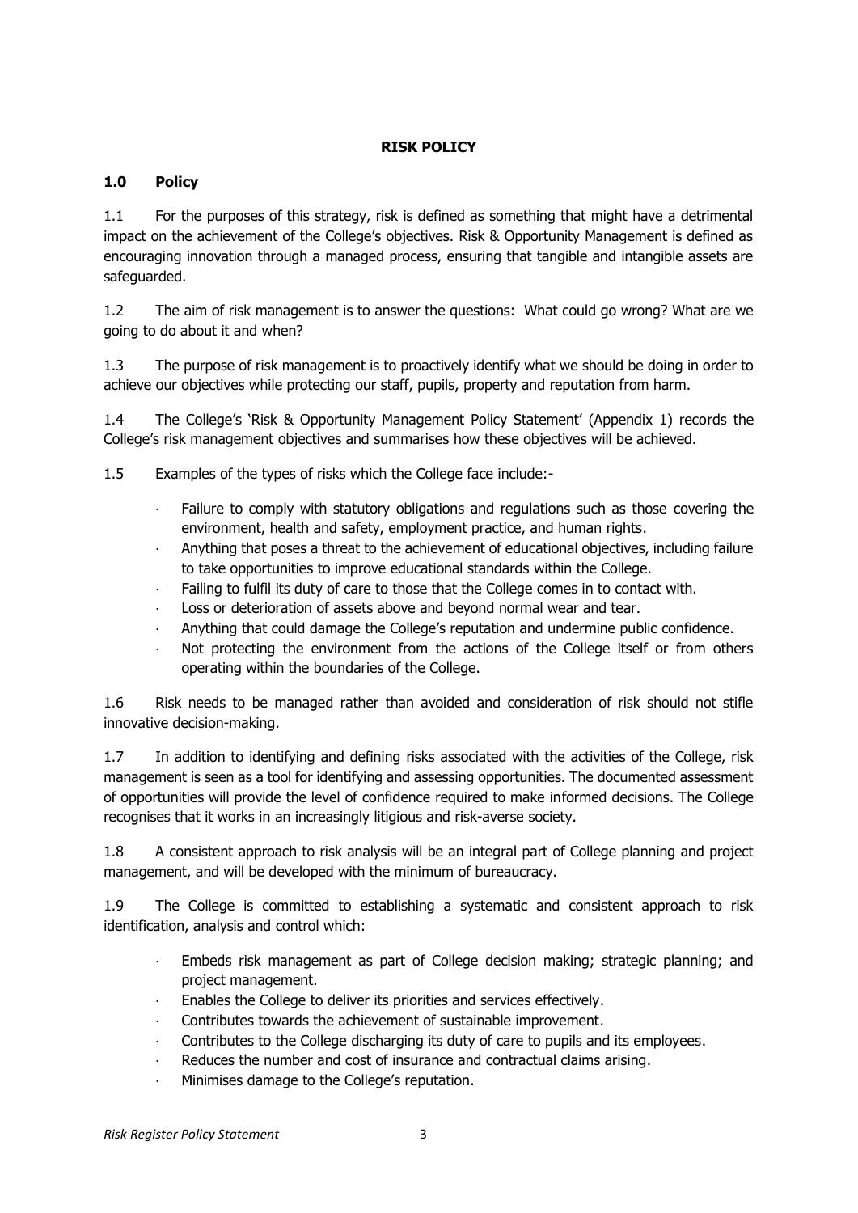## RISK POLICY

### 1.0 Policy

1.1 For the purposes of this strategy, risk is defined as something that might have a detrimental impact on the achievement of the College's objectives. Risk & Opportunity Management is defined as encouraging innovation through a managed process, ensuring that tangible and intangible assets are safeguarded.

1.2 The aim of risk management is to answer the questions: What could go wrong? What are we going to do about it and when?

1.3 The purpose of risk management is to proactively identify what we should be doing in order to achieve our objectives while protecting our staff, pupils, property and reputation from harm.

1.4 The College's 'Risk & Opportunity Management Policy Statement' (Appendix 1) records the College's risk management objectives and summarises how these objectives will be achieved.

1.5 Examples of the types of risks which the College face include:-

- Failure to comply with statutory obligations and regulations such as those covering the environment, health and safety, employment practice, and human rights.
- Anything that poses a threat to the achievement of educational objectives, including failure to take opportunities to improve educational standards within the College.
- Failing to fulfil its duty of care to those that the College comes in to contact with.
- Loss or deterioration of assets above and beyond normal wear and tear.
- Anything that could damage the College's reputation and undermine public confidence.
- Not protecting the environment from the actions of the College itself or from others operating within the boundaries of the College.

1.6 Risk needs to be managed rather than avoided and consideration of risk should not stifle innovative decision-making.

1.7 In addition to identifying and defining risks associated with the activities of the College, risk management is seen as a tool for identifying and assessing opportunities. The documented assessment of opportunities will provide the level of confidence required to make informed decisions. The College recognises that it works in an increasingly litigious and risk-averse society.

1.8 A consistent approach to risk analysis will be an integral part of College planning and project management, and will be developed with the minimum of bureaucracy.

1.9 The College is committed to establishing a systematic and consistent approach to risk identification, analysis and control which:

- Embeds risk management as part of College decision making; strategic planning; and project management.
- Enables the College to deliver its priorities and services effectively.
- Contributes towards the achievement of sustainable improvement.
- Contributes to the College discharging its duty of care to pupils and its employees.
- Reduces the number and cost of insurance and contractual claims arising.
- Minimises damage to the College's reputation.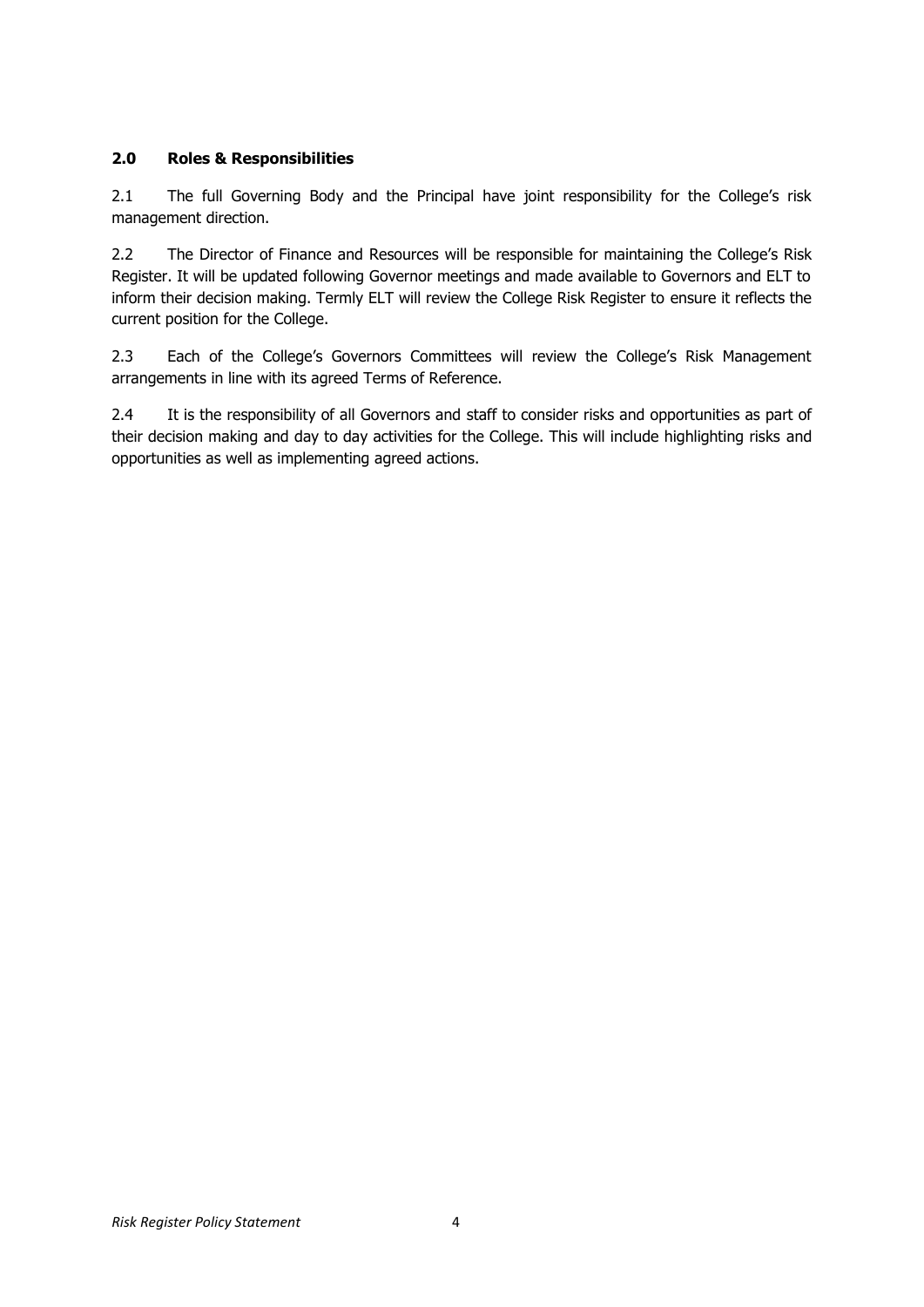## 2.0 Roles & Responsibilities

2.1 The full Governing Body and the Principal have joint responsibility for the College's risk management direction.

2.2 The Director of Finance and Resources will be responsible for maintaining the College's Risk Register. It will be updated following Governor meetings and made available to Governors and ELT to inform their decision making. Termly ELT will review the College Risk Register to ensure it reflects the current position for the College.

2.3 Each of the College's Governors Committees will review the College's Risk Management arrangements in line with its agreed Terms of Reference.

2.4 It is the responsibility of all Governors and staff to consider risks and opportunities as part of their decision making and day to day activities for the College. This will include highlighting risks and opportunities as well as implementing agreed actions.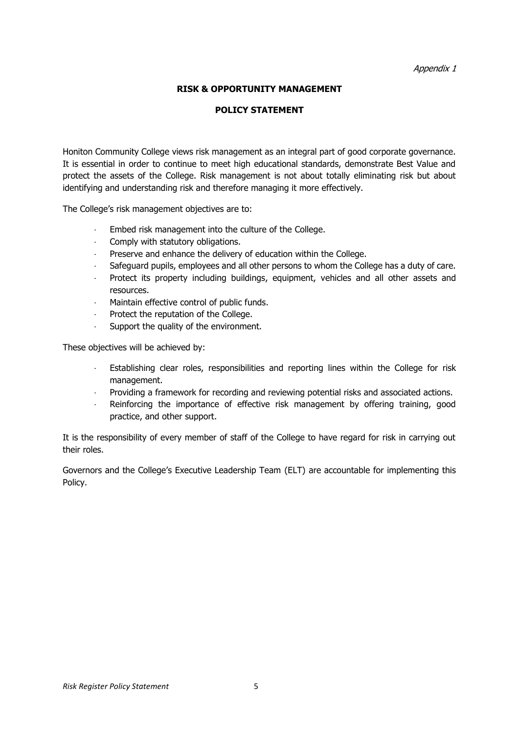*Appendix 1*

## RISK & OPPORTUNITY MANAGEMENT

## POLICY STATEMENT

Honiton Community College views risk management as an integral part of good corporate governance. It is essential in order to continue to meet high educational standards, demonstrate Best Value and protect the assets of the College. Risk management is not about totally eliminating risk but about identifying and understanding risk and therefore managing it more effectively.

The College's risk management objectives are to:

- Embed risk management into the culture of the College.
- Comply with statutory obligations.
- Preserve and enhance the delivery of education within the College.
- Safeguard pupils, employees and all other persons to whom the College has a duty of care.
- Protect its property including buildings, equipment, vehicles and all other assets and resources.
- Maintain effective control of public funds.
- Protect the reputation of the College.
- Support the quality of the environment.

These objectives will be achieved by:

- Establishing clear roles, responsibilities and reporting lines within the College for risk management.
- Providing a framework for recording and reviewing potential risks and associated actions.
- Reinforcing the importance of effective risk management by offering training, good practice, and other support.

It is the responsibility of every member of staff of the College to have regard for risk in carrying out their roles.

Governors and the College's Executive Leadership Team (ELT) are accountable for implementing this Policy.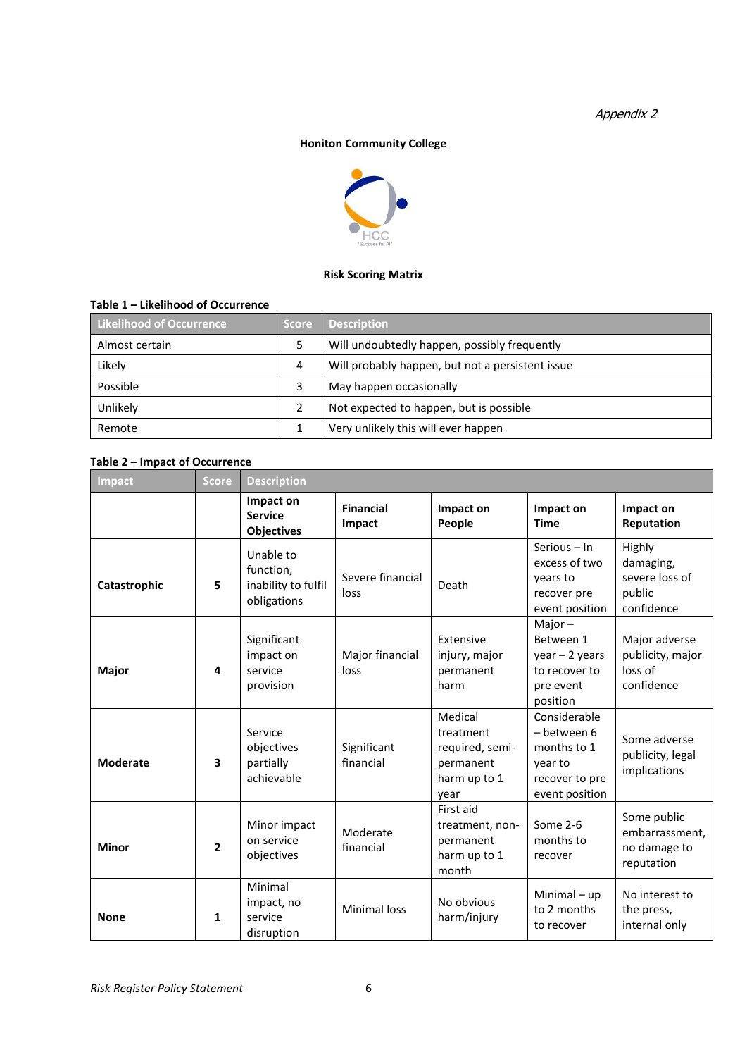*Appendix 2*

**Honiton Community College**

**Risk Scoring Matrix**

**Table 1 – Likelihood of Occurrence**

| Likelihood of Occurrence | Score | Description |
|---|---|---|
| Almost certain | 5 | Will undoubtedly happen, possibly frequently |
| Likely | 4 | Will probably happen, but not a persistent issue |
| Possible | 3 | May happen occasionally |
| Unlikely | 2 | Not expected to happen, but is possible |
| Remote | 1 | Very unlikely this will ever happen |

**Table 2 – Impact of Occurrence**

| Impact | Score | Description | | | | |
|---|---|---|---|---|---|---|
| | | **Impact on Service Objectives** | **Financial Impact** | **Impact on People** | **Impact on Time** | **Impact on Reputation** |
| **Catastrophic** | **5** | Unable to function, inability to fulfil obligations | Severe financial loss | Death | Serious – In excess of two years to recover pre event position | Highly damaging, severe loss of public confidence |
| **Major** | **4** | Significant impact on service provision | Major financial loss | Extensive injury, major permanent harm | Major – Between 1 year – 2 years to recover to pre event position | Major adverse publicity, major loss of confidence |
| **Moderate** | **3** | Service objectives partially achievable | Significant financial | Medical treatment required, semi-permanent harm up to 1 year | Considerable – between 6 months to 1 year to recover to pre event position | Some adverse publicity, legal implications |
| **Minor** | **2** | Minor impact on service objectives | Moderate financial | First aid treatment, non-permanent harm up to 1 month | Some 2-6 months to recover | Some public embarrassment, no damage to reputation |
| **None** | **1** | Minimal impact, no service disruption | Minimal loss | No obvious harm/injury | Minimal – up to 2 months to recover | No interest to the press, internal only |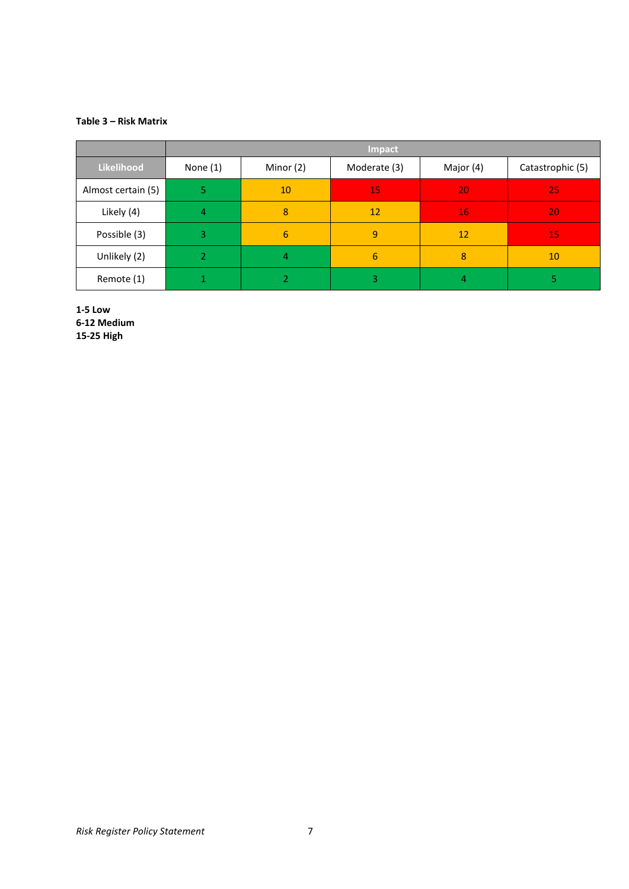**Table 3 – Risk Matrix**

| | Impact | | | | |
|---|---|---|---|---|---|
| **Likelihood** | None (1) | Minor (2) | Moderate (3) | Major (4) | Catastrophic (5) |
| Almost certain (5) | 5 | 10 | 15 | 20 | 25 |
| Likely (4) | 4 | 8 | 12 | 16 | 20 |
| Possible (3) | 3 | 6 | 9 | 12 | 15 |
| Unlikely (2) | 2 | 4 | 6 | 8 | 10 |
| Remote (1) | 1 | 2 | 3 | 4 | 5 |

**1-5 Low**
**6-12 Medium**
**15-25 High**